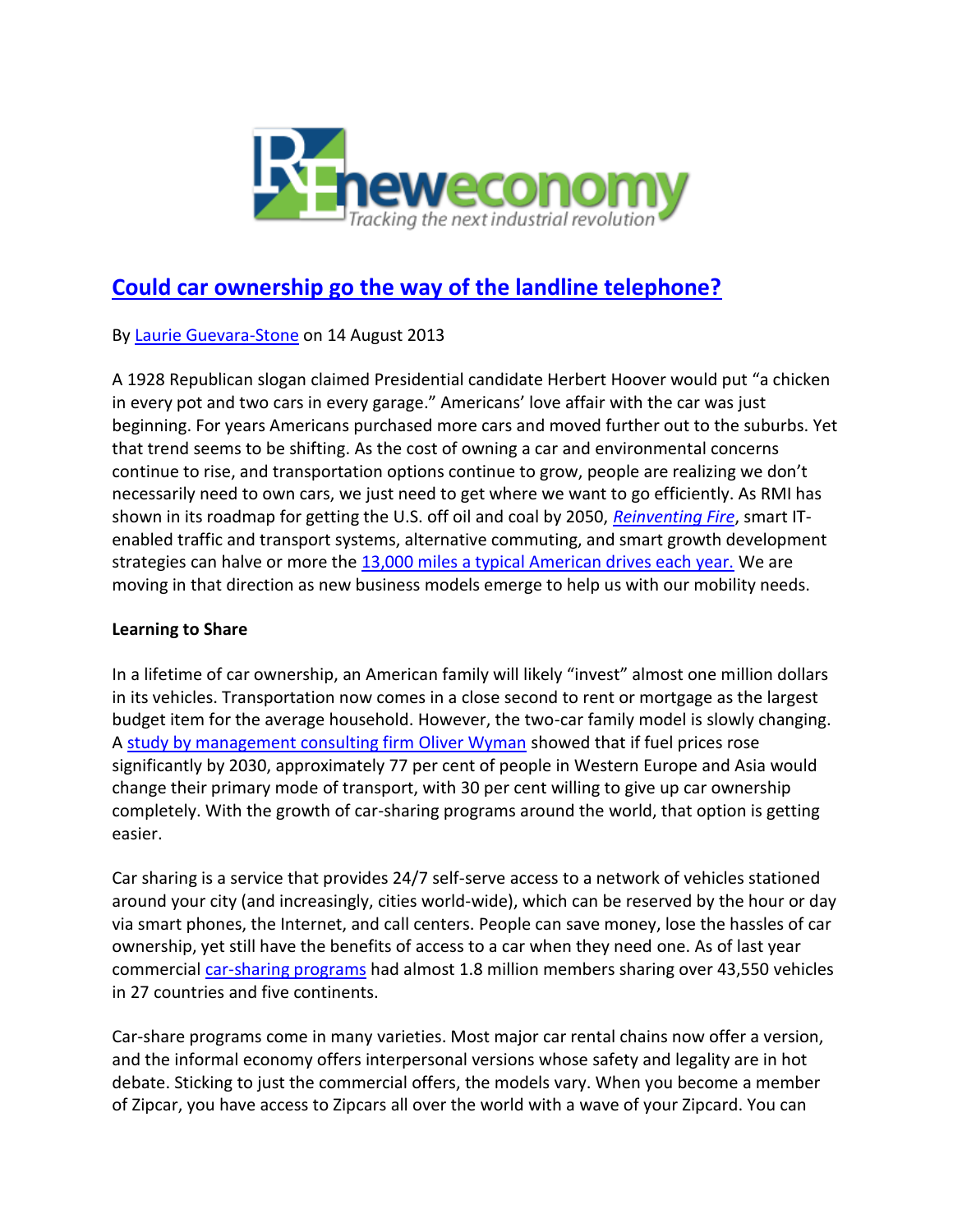# Could car ownership go the way of the landline telephone?

By Laurie Guevara-Stone on 14 August 2013

A 1928 Republican slogan claimed Presidential candidate Herbert Hoover would put "a chicken in every pot and two cars in every garage." Americans' love affair with the car was just beginning. For years Americans purchased more cars and moved further out to the suburbs. Yet that trend seems to be shifting. As the cost of owning a car and environmental concerns continue to rise, and transportation options continue to grow, people are realizing we don't necessarily need to own cars, we just need to get where we want to go efficiently. As RMI has shown in its roadmap for getting the U.S. off oil and coal by 2050, *Reinventing Fire*, smart IT-enabled traffic and transport systems, alternative commuting, and smart growth development strategies can halve or more the 13,000 miles a typical American drives each year. We are moving in that direction as new business models emerge to help us with our mobility needs.

**Learning to Share**

In a lifetime of car ownership, an American family will likely "invest" almost one million dollars in its vehicles. Transportation now comes in a close second to rent or mortgage as the largest budget item for the average household. However, the two-car family model is slowly changing. A study by management consulting firm Oliver Wyman showed that if fuel prices rose significantly by 2030, approximately 77 per cent of people in Western Europe and Asia would change their primary mode of transport, with 30 per cent willing to give up car ownership completely. With the growth of car-sharing programs around the world, that option is getting easier.

Car sharing is a service that provides 24/7 self-serve access to a network of vehicles stationed around your city (and increasingly, cities world-wide), which can be reserved by the hour or day via smart phones, the Internet, and call centers. People can save money, lose the hassles of car ownership, yet still have the benefits of access to a car when they need one. As of last year commercial car-sharing programs had almost 1.8 million members sharing over 43,550 vehicles in 27 countries and five continents.

Car-share programs come in many varieties. Most major car rental chains now offer a version, and the informal economy offers interpersonal versions whose safety and legality are in hot debate. Sticking to just the commercial offers, the models vary. When you become a member of Zipcar, you have access to Zipcars all over the world with a wave of your Zipcard. You can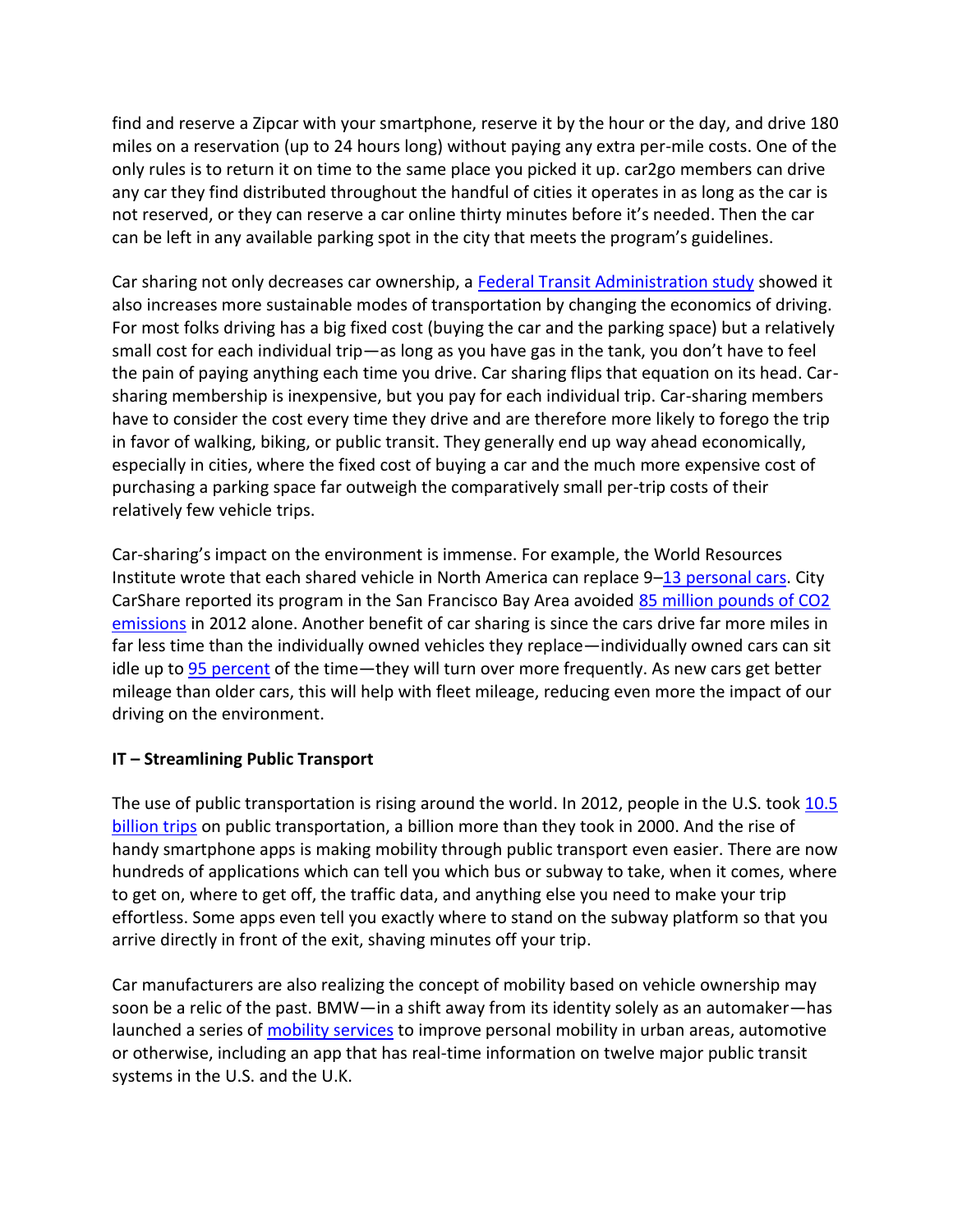find and reserve a Zipcar with your smartphone, reserve it by the hour or the day, and drive 180 miles on a reservation (up to 24 hours long) without paying any extra per-mile costs. One of the only rules is to return it on time to the same place you picked it up. car2go members can drive any car they find distributed throughout the handful of cities it operates in as long as the car is not reserved, or they can reserve a car online thirty minutes before it's needed. Then the car can be left in any available parking spot in the city that meets the program's guidelines.

Car sharing not only decreases car ownership, a Federal Transit Administration study showed it also increases more sustainable modes of transportation by changing the economics of driving. For most folks driving has a big fixed cost (buying the car and the parking space) but a relatively small cost for each individual trip—as long as you have gas in the tank, you don't have to feel the pain of paying anything each time you drive. Car sharing flips that equation on its head. Car-sharing membership is inexpensive, but you pay for each individual trip. Car-sharing members have to consider the cost every time they drive and are therefore more likely to forego the trip in favor of walking, biking, or public transit. They generally end up way ahead economically, especially in cities, where the fixed cost of buying a car and the much more expensive cost of purchasing a parking space far outweigh the comparatively small per-trip costs of their relatively few vehicle trips.

Car-sharing's impact on the environment is immense. For example, the World Resources Institute wrote that each shared vehicle in North America can replace 9–13 personal cars. City CarShare reported its program in the San Francisco Bay Area avoided 85 million pounds of $CO_2$ emissions in 2012 alone. Another benefit of car sharing is since the cars drive far more miles in far less time than the individually owned vehicles they replace—individually owned cars can sit idle up to 95 percent of the time—they will turn over more frequently. As new cars get better mileage than older cars, this will help with fleet mileage, reducing even more the impact of our driving on the environment.

**IT – Streamlining Public Transport**

The use of public transportation is rising around the world. In 2012, people in the U.S. took 10.5 billion trips on public transportation, a billion more than they took in 2000. And the rise of handy smartphone apps is making mobility through public transport even easier. There are now hundreds of applications which can tell you which bus or subway to take, when it comes, where to get on, where to get off, the traffic data, and anything else you need to make your trip effortless. Some apps even tell you exactly where to stand on the subway platform so that you arrive directly in front of the exit, shaving minutes off your trip.

Car manufacturers are also realizing the concept of mobility based on vehicle ownership may soon be a relic of the past. BMW—in a shift away from its identity solely as an automaker—has launched a series of mobility services to improve personal mobility in urban areas, automotive or otherwise, including an app that has real-time information on twelve major public transit systems in the U.S. and the U.K.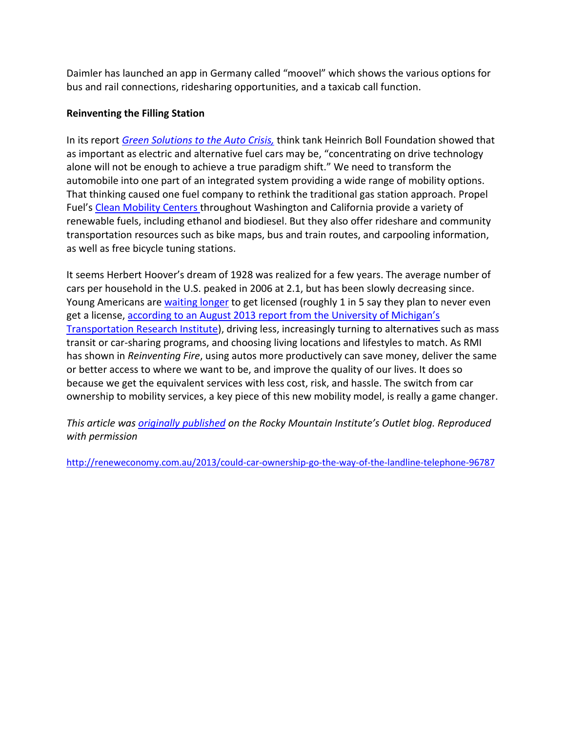Daimler has launched an app in Germany called "moovel" which shows the various options for bus and rail connections, ridesharing opportunities, and a taxicab call function.

**Reinventing the Filling Station**

In its report *Green Solutions to the Auto Crisis,* think tank Heinrich Boll Foundation showed that as important as electric and alternative fuel cars may be, "concentrating on drive technology alone will not be enough to achieve a true paradigm shift." We need to transform the automobile into one part of an integrated system providing a wide range of mobility options. That thinking caused one fuel company to rethink the traditional gas station approach. Propel Fuel's Clean Mobility Centers throughout Washington and California provide a variety of renewable fuels, including ethanol and biodiesel. But they also offer rideshare and community transportation resources such as bike maps, bus and train routes, and carpooling information, as well as free bicycle tuning stations.

It seems Herbert Hoover's dream of 1928 was realized for a few years. The average number of cars per household in the U.S. peaked in 2006 at 2.1, but has been slowly decreasing since. Young Americans are waiting longer to get licensed (roughly 1 in 5 say they plan to never even get a license, according to an August 2013 report from the University of Michigan's Transportation Research Institute), driving less, increasingly turning to alternatives such as mass transit or car-sharing programs, and choosing living locations and lifestyles to match. As RMI has shown in *Reinventing Fire*, using autos more productively can save money, deliver the same or better access to where we want to be, and improve the quality of our lives. It does so because we get the equivalent services with less cost, risk, and hassle. The switch from car ownership to mobility services, a key piece of this new mobility model, is really a game changer.

*This article was originally published on the Rocky Mountain Institute's Outlet blog. Reproduced with permission*

http://reneweconomy.com.au/2013/could-car-ownership-go-the-way-of-the-landline-telephone-96787